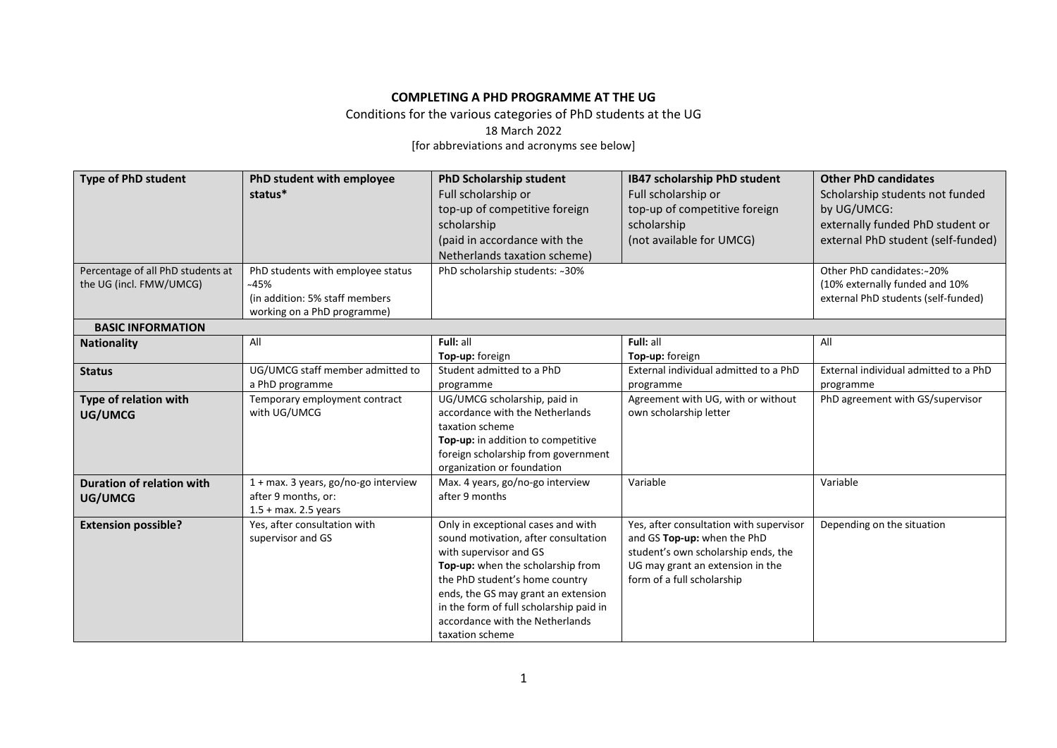**COMPLETING A PHD PROGRAMME AT THE UG**

Conditions for the various categories of PhD students at the UG

18 March 2022

[for abbreviations and acronyms see below]

| **Type of PhD student** | **PhD student with employee status*** | **PhD Scholarship student** Full scholarship or top-up of competitive foreign scholarship (paid in accordance with the Netherlands taxation scheme) | **IB47 scholarship PhD student** Full scholarship or top-up of competitive foreign scholarship (not available for UMCG) | **Other PhD candidates** Scholarship students not funded by UG/UMCG: externally funded PhD student or external PhD student (self-funded) |
|---|---|---|---|---|
| Percentage of all PhD students at the UG (incl. FMW/UMCG) | PhD students with employee status ~45% (in addition: 5% staff members working on a PhD programme) | PhD scholarship students: ~30% | | Other PhD candidates:~20% (10% externally funded and 10% external PhD students (self-funded) |
| **BASIC INFORMATION** | | | | |
| **Nationality** | All | **Full:** all<br>**Top-up:** foreign | **Full:** all<br>**Top-up:** foreign | All |
| **Status** | UG/UMCG staff member admitted to a PhD programme | Student admitted to a PhD programme | External individual admitted to a PhD programme | External individual admitted to a PhD programme |
| **Type of relation with UG/UMCG** | Temporary employment contract with UG/UMCG | UG/UMCG scholarship, paid in accordance with the Netherlands taxation scheme<br>**Top-up:** in addition to competitive foreign scholarship from government organization or foundation | Agreement with UG, with or without own scholarship letter | PhD agreement with GS/supervisor |
| **Duration of relation with UG/UMCG** | 1 + max. 3 years, go/no-go interview after 9 months, or: 1.5 + max. 2.5 years | Max. 4 years, go/no-go interview after 9 months | Variable | Variable |
| **Extension possible?** | Yes, after consultation with supervisor and GS | Only in exceptional cases and with sound motivation, after consultation with supervisor and GS<br>**Top-up:** when the scholarship from the PhD student's home country ends, the GS may grant an extension in the form of full scholarship paid in accordance with the Netherlands taxation scheme | Yes, after consultation with supervisor and GS **Top-up:** when the PhD student's own scholarship ends, the UG may grant an extension in the form of a full scholarship | Depending on the situation |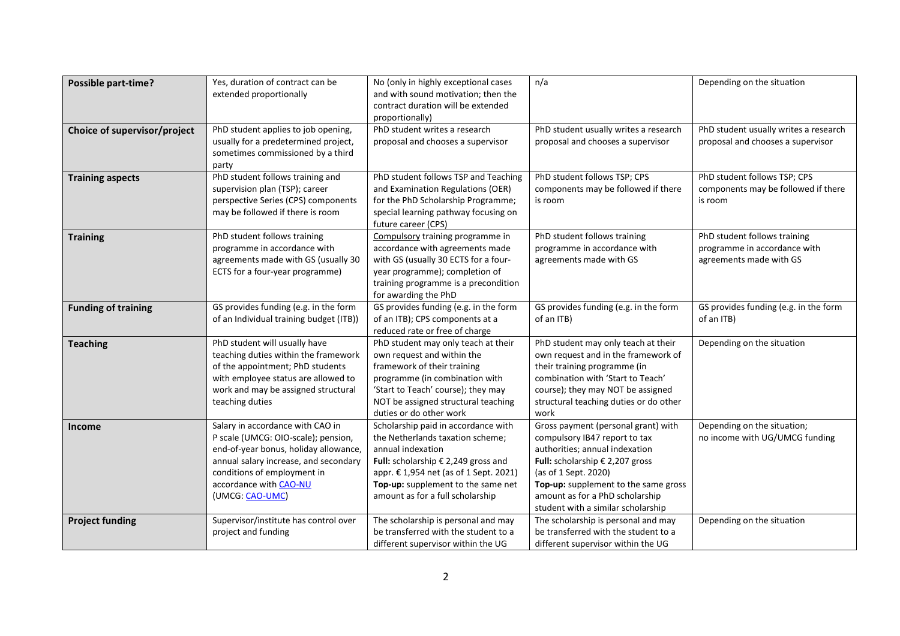| **Possible part-time?** | Yes, duration of contract can be extended proportionally | No (only in highly exceptional cases and with sound motivation; then the contract duration will be extended proportionally) | n/a | Depending on the situation |
|---|---|---|---|---|
| **Choice of supervisor/project** | PhD student applies to job opening, usually for a predetermined project, sometimes commissioned by a third party | PhD student writes a research proposal and chooses a supervisor | PhD student usually writes a research proposal and chooses a supervisor | PhD student usually writes a research proposal and chooses a supervisor |
| **Training aspects** | PhD student follows training and supervision plan (TSP); career perspective Series (CPS) components may be followed if there is room | PhD student follows TSP and Teaching and Examination Regulations (OER) for the PhD Scholarship Programme; special learning pathway focusing on future career (CPS) | PhD student follows TSP; CPS components may be followed if there is room | PhD student follows TSP; CPS components may be followed if there is room |
| **Training** | PhD student follows training programme in accordance with agreements made with GS (usually 30 ECTS for a four-year programme) | Compulsory training programme in accordance with agreements made with GS (usually 30 ECTS for a four-year programme); completion of training programme is a precondition for awarding the PhD | PhD student follows training programme in accordance with agreements made with GS | PhD student follows training programme in accordance with agreements made with GS |
| **Funding of training** | GS provides funding (e.g. in the form of an Individual training budget (ITB)) | GS provides funding (e.g. in the form of an ITB); CPS components at a reduced rate or free of charge | GS provides funding (e.g. in the form of an ITB) | GS provides funding (e.g. in the form of an ITB) |
| **Teaching** | PhD student will usually have teaching duties within the framework of the appointment; PhD students with employee status are allowed to work and may be assigned structural teaching duties | PhD student may only teach at their own request and within the framework of their training programme (in combination with 'Start to Teach' course); they may NOT be assigned structural teaching duties or do other work | PhD student may only teach at their own request and in the framework of their training programme (in combination with 'Start to Teach' course); they may NOT be assigned structural teaching duties or do other work | Depending on the situation |
| **Income** | Salary in accordance with CAO in P scale (UMCG: OIO-scale); pension, end-of-year bonus, holiday allowance, annual salary increase, and secondary conditions of employment in accordance with CAO-NU (UMCG: CAO-UMC) | Scholarship paid in accordance with the Netherlands taxation scheme; annual indexation<br>**Full:** scholarship € 2,249 gross and appr. € 1,954 net (as of 1 Sept. 2021)<br>**Top-up:** supplement to the same net amount as for a full scholarship | Gross payment (personal grant) with compulsory IB47 report to tax authorities; annual indexation<br>**Full:** scholarship € 2,207 gross (as of 1 Sept. 2020)<br>**Top-up:** supplement to the same gross amount as for a PhD scholarship student with a similar scholarship | Depending on the situation; no income with UG/UMCG funding |
| **Project funding** | Supervisor/institute has control over project and funding | The scholarship is personal and may be transferred with the student to a different supervisor within the UG | The scholarship is personal and may be transferred with the student to a different supervisor within the UG | Depending on the situation |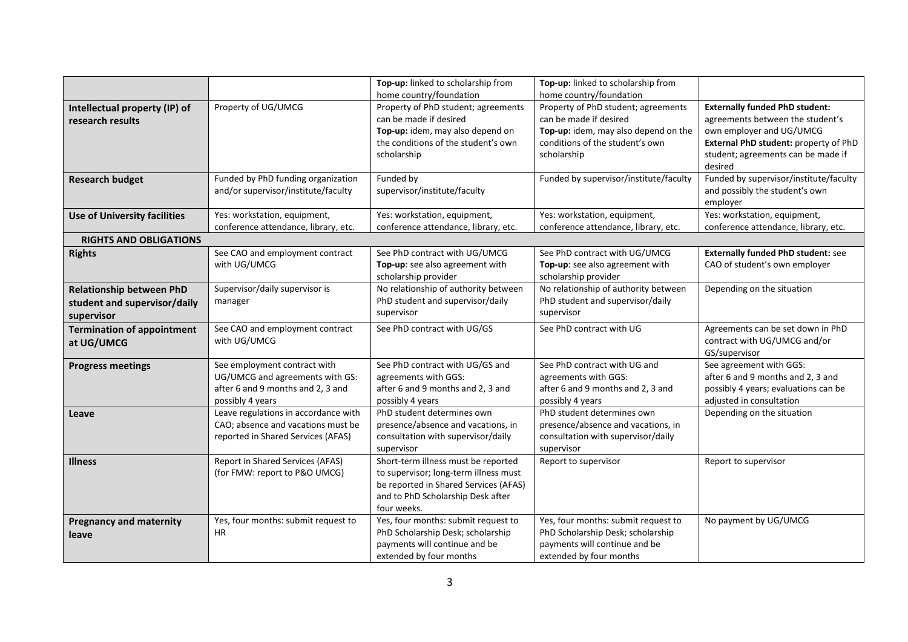| | | | | |
|---|---|---|---|---|
| | | **Top-up:** linked to scholarship from home country/foundation | **Top-up:** linked to scholarship from home country/foundation | |
| **Intellectual property (IP) of research results** | Property of UG/UMCG | Property of PhD student; agreements can be made if desired<br>**Top-up:** idem, may also depend on the conditions of the student's own scholarship | Property of PhD student; agreements can be made if desired<br>**Top-up:** idem, may also depend on the conditions of the student's own scholarship | **Externally funded PhD student:** agreements between the student's own employer and UG/UMCG<br>**External PhD student:** property of PhD student; agreements can be made if desired |
| **Research budget** | Funded by PhD funding organization and/or supervisor/institute/faculty | Funded by supervisor/institute/faculty | Funded by supervisor/institute/faculty | Funded by supervisor/institute/faculty and possibly the student's own employer |
| **Use of University facilities** | Yes: workstation, equipment, conference attendance, library, etc. | Yes: workstation, equipment, conference attendance, library, etc. | Yes: workstation, equipment, conference attendance, library, etc. | Yes: workstation, equipment, conference attendance, library, etc. |
| **RIGHTS AND OBLIGATIONS** | | | | |
| **Rights** | See CAO and employment contract with UG/UMCG | See PhD contract with UG/UMCG<br>**Top-up**: see also agreement with scholarship provider | See PhD contract with UG/UMCG<br>**Top-up**: see also agreement with scholarship provider | **Externally funded PhD student:** see CAO of student's own employer |
| **Relationship between PhD student and supervisor/daily supervisor** | Supervisor/daily supervisor is manager | No relationship of authority between PhD student and supervisor/daily supervisor | No relationship of authority between PhD student and supervisor/daily supervisor | Depending on the situation |
| **Termination of appointment at UG/UMCG** | See CAO and employment contract with UG/UMCG | See PhD contract with UG/GS | See PhD contract with UG | Agreements can be set down in PhD contract with UG/UMCG and/or GS/supervisor |
| **Progress meetings** | See employment contract with UG/UMCG and agreements with GS: after 6 and 9 months and 2, 3 and possibly 4 years | See PhD contract with UG/GS and agreements with GGS: after 6 and 9 months and 2, 3 and possibly 4 years | See PhD contract with UG and agreements with GGS: after 6 and 9 months and 2, 3 and possibly 4 years | See agreement with GGS: after 6 and 9 months and 2, 3 and possibly 4 years; evaluations can be adjusted in consultation |
| **Leave** | Leave regulations in accordance with CAO; absence and vacations must be reported in Shared Services (AFAS) | PhD student determines own presence/absence and vacations, in consultation with supervisor/daily supervisor | PhD student determines own presence/absence and vacations, in consultation with supervisor/daily supervisor | Depending on the situation |
| **Illness** | Report in Shared Services (AFAS) (for FMW: report to P&O UMCG) | Short-term illness must be reported to supervisor; long-term illness must be reported in Shared Services (AFAS) and to PhD Scholarship Desk after four weeks. | Report to supervisor | Report to supervisor |
| **Pregnancy and maternity leave** | Yes, four months: submit request to HR | Yes, four months: submit request to PhD Scholarship Desk; scholarship payments will continue and be extended by four months | Yes, four months: submit request to PhD Scholarship Desk; scholarship payments will continue and be extended by four months | No payment by UG/UMCG |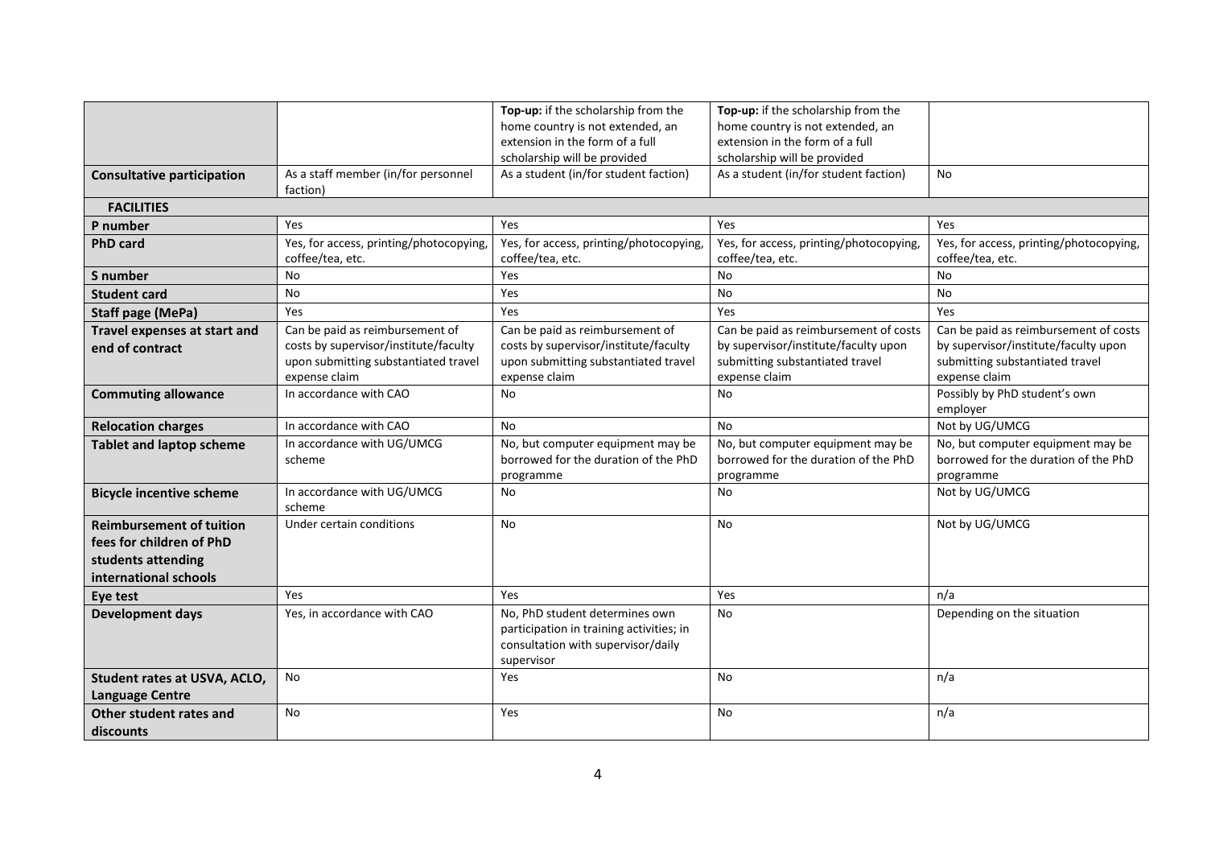| | | | | |
|---|---|---|---|---|
| | | **Top-up:** if the scholarship from the home country is not extended, an extension in the form of a full scholarship will be provided | **Top-up:** if the scholarship from the home country is not extended, an extension in the form of a full scholarship will be provided | |
| **Consultative participation** | As a staff member (in/for personnel faction) | As a student (in/for student faction) | As a student (in/for student faction) | No |
| **FACILITIES** | | | | |
| **P number** | Yes | Yes | Yes | Yes |
| **PhD card** | Yes, for access, printing/photocopying, coffee/tea, etc. | Yes, for access, printing/photocopying, coffee/tea, etc. | Yes, for access, printing/photocopying, coffee/tea, etc. | Yes, for access, printing/photocopying, coffee/tea, etc. |
| **S number** | No | Yes | No | No |
| **Student card** | No | Yes | No | No |
| **Staff page (MePa)** | Yes | Yes | Yes | Yes |
| **Travel expenses at start and end of contract** | Can be paid as reimbursement of costs by supervisor/institute/faculty upon submitting substantiated travel expense claim | Can be paid as reimbursement of costs by supervisor/institute/faculty upon submitting substantiated travel expense claim | Can be paid as reimbursement of costs by supervisor/institute/faculty upon submitting substantiated travel expense claim | Can be paid as reimbursement of costs by supervisor/institute/faculty upon submitting substantiated travel expense claim |
| **Commuting allowance** | In accordance with CAO | No | No | Possibly by PhD student's own employer |
| **Relocation charges** | In accordance with CAO | No | No | Not by UG/UMCG |
| **Tablet and laptop scheme** | In accordance with UG/UMCG scheme | No, but computer equipment may be borrowed for the duration of the PhD programme | No, but computer equipment may be borrowed for the duration of the PhD programme | No, but computer equipment may be borrowed for the duration of the PhD programme |
| **Bicycle incentive scheme** | In accordance with UG/UMCG scheme | No | No | Not by UG/UMCG |
| **Reimbursement of tuition fees for children of PhD students attending international schools** | Under certain conditions | No | No | Not by UG/UMCG |
| **Eye test** | Yes | Yes | Yes | n/a |
| **Development days** | Yes, in accordance with CAO | No, PhD student determines own participation in training activities; in consultation with supervisor/daily supervisor | No | Depending on the situation |
| **Student rates at USVA, ACLO, Language Centre** | No | Yes | No | n/a |
| **Other student rates and discounts** | No | Yes | No | n/a |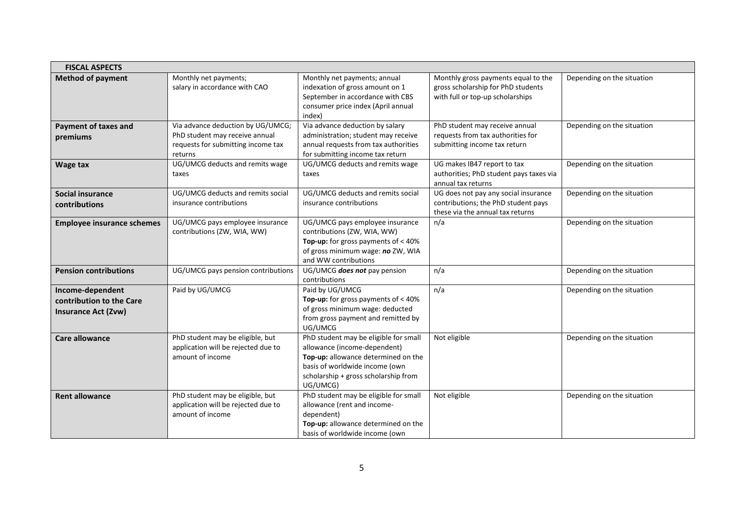| FISCAL ASPECTS | | | | |
|---|---|---|---|---|
| **Method of payment** | Monthly net payments; salary in accordance with CAO | Monthly net payments; annual indexation of gross amount on 1 September in accordance with CBS consumer price index (April annual index) | Monthly gross payments equal to the gross scholarship for PhD students with full or top-up scholarships | Depending on the situation |
| **Payment of taxes and premiums** | Via advance deduction by UG/UMCG; PhD student may receive annual requests for submitting income tax returns | Via advance deduction by salary administration; student may receive annual requests from tax authorities for submitting income tax return | PhD student may receive annual requests from tax authorities for submitting income tax return | Depending on the situation |
| **Wage tax** | UG/UMCG deducts and remits wage taxes | UG/UMCG deducts and remits wage taxes | UG makes IB47 report to tax authorities; PhD student pays taxes via annual tax returns | Depending on the situation |
| **Social insurance contributions** | UG/UMCG deducts and remits social insurance contributions | UG/UMCG deducts and remits social insurance contributions | UG does not pay any social insurance contributions; the PhD student pays these via the annual tax returns | Depending on the situation |
| **Employee insurance schemes** | UG/UMCG pays employee insurance contributions (ZW, WIA, WW) | UG/UMCG pays employee insurance contributions (ZW, WIA, WW) **Top-up:** for gross payments of < 40% of gross minimum wage: ***no*** ZW, WIA and WW contributions | n/a | Depending on the situation |
| **Pension contributions** | UG/UMCG pays pension contributions | UG/UMCG ***does not*** pay pension contributions | n/a | Depending on the situation |
| **Income-dependent contribution to the Care Insurance Act (Zvw)** | Paid by UG/UMCG | Paid by UG/UMCG **Top-up:** for gross payments of < 40% of gross minimum wage: deducted from gross payment and remitted by UG/UMCG | n/a | Depending on the situation |
| **Care allowance** | PhD student may be eligible, but application will be rejected due to amount of income | PhD student may be eligible for small allowance (income-dependent) **Top-up:** allowance determined on the basis of worldwide income (own scholarship + gross scholarship from UG/UMCG) | Not eligible | Depending on the situation |
| **Rent allowance** | PhD student may be eligible, but application will be rejected due to amount of income | PhD student may be eligible for small allowance (rent and income-dependent) **Top-up:** allowance determined on the basis of worldwide income (own | Not eligible | Depending on the situation |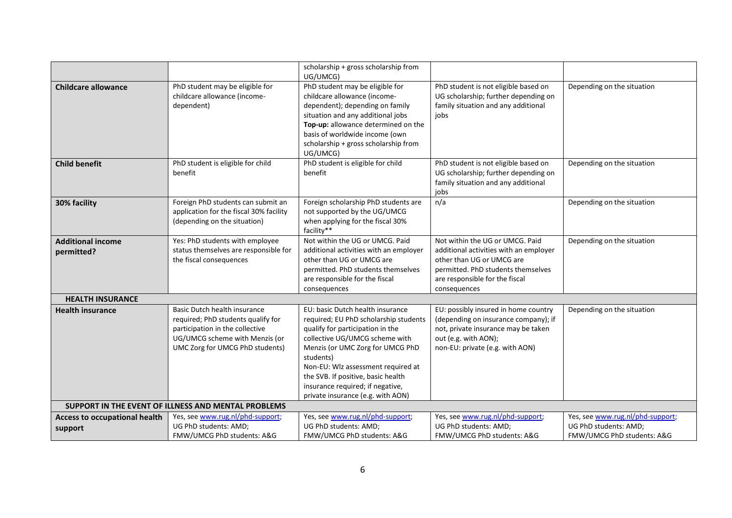| | | | | |
|---|---|---|---|---|
| | | scholarship + gross scholarship from UG/UMCG) | | |
| **Childcare allowance** | PhD student may be eligible for childcare allowance (income-dependent) | PhD student may be eligible for childcare allowance (income-dependent); depending on family situation and any additional jobs **Top-up:** allowance determined on the basis of worldwide income (own scholarship + gross scholarship from UG/UMCG) | PhD student is not eligible based on UG scholarship; further depending on family situation and any additional jobs | Depending on the situation |
| **Child benefit** | PhD student is eligible for child benefit | PhD student is eligible for child benefit | PhD student is not eligible based on UG scholarship; further depending on family situation and any additional jobs | Depending on the situation |
| **30% facility** | Foreign PhD students can submit an application for the fiscal 30% facility (depending on the situation) | Foreign scholarship PhD students are not supported by the UG/UMCG when applying for the fiscal 30% facility** | n/a | Depending on the situation |
| **Additional income permitted?** | Yes: PhD students with employee status themselves are responsible for the fiscal consequences | Not within the UG or UMCG. Paid additional activities with an employer other than UG or UMCG are permitted. PhD students themselves are responsible for the fiscal consequences | Not within the UG or UMCG. Paid additional activities with an employer other than UG or UMCG are permitted. PhD students themselves are responsible for the fiscal consequences | Depending on the situation |
| **HEALTH INSURANCE** | | | | |
| **Health insurance** | Basic Dutch health insurance required; PhD students qualify for participation in the collective UG/UMCG scheme with Menzis (or UMC Zorg for UMCG PhD students) | EU: basic Dutch health insurance required; EU PhD scholarship students qualify for participation in the collective UG/UMCG scheme with Menzis (or UMC Zorg for UMCG PhD students) Non-EU: Wlz assessment required at the SVB. If positive, basic health insurance required; if negative, private insurance (e.g. with AON) | EU: possibly insured in home country (depending on insurance company); if not, private insurance may be taken out (e.g. with AON); non-EU: private (e.g. with AON) | Depending on the situation |
| **SUPPORT IN THE EVENT OF ILLNESS AND MENTAL PROBLEMS** | | | | |
| **Access to occupational health support** | Yes, see www.rug.nl/phd-support; UG PhD students: AMD; FMW/UMCG PhD students: A&G | Yes, see www.rug.nl/phd-support; UG PhD students: AMD; FMW/UMCG PhD students: A&G | Yes, see www.rug.nl/phd-support; UG PhD students: AMD; FMW/UMCG PhD students: A&G | Yes, see www.rug.nl/phd-support; UG PhD students: AMD; FMW/UMCG PhD students: A&G |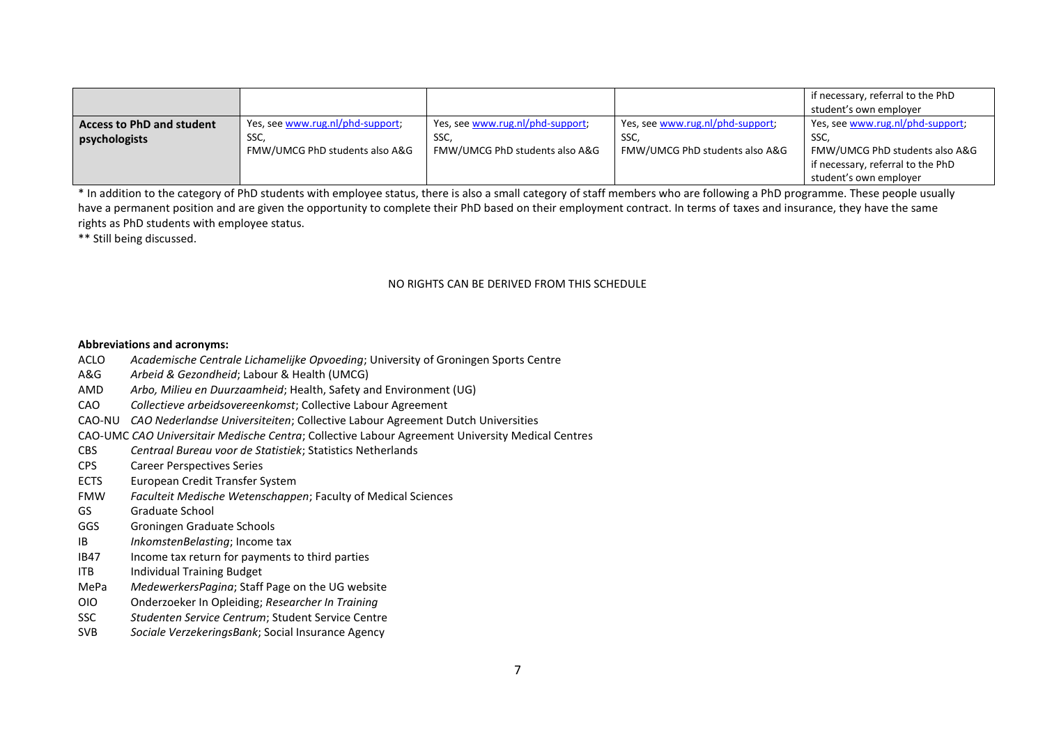| | | | | |
|---|---|---|---|---|
| | | | | if necessary, referral to the PhD student's own employer |
| **Access to PhD and student psychologists** | Yes, see www.rug.nl/phd-support; SSC, FMW/UMCG PhD students also A&G | Yes, see www.rug.nl/phd-support; SSC, FMW/UMCG PhD students also A&G | Yes, see www.rug.nl/phd-support; SSC, FMW/UMCG PhD students also A&G | Yes, see www.rug.nl/phd-support; SSC, FMW/UMCG PhD students also A&G if necessary, referral to the PhD student's own employer |

* In addition to the category of PhD students with employee status, there is also a small category of staff members who are following a PhD programme. These people usually have a permanent position and are given the opportunity to complete their PhD based on their employment contract. In terms of taxes and insurance, they have the same rights as PhD students with employee status.

** Still being discussed.

NO RIGHTS CAN BE DERIVED FROM THIS SCHEDULE

**Abbreviations and acronyms:**

- ACLO *Academische Centrale Lichamelijke Opvoeding*; University of Groningen Sports Centre
- A&G *Arbeid & Gezondheid*; Labour & Health (UMCG)
- AMD *Arbo, Milieu en Duurzaamheid*; Health, Safety and Environment (UG)
- CAO *Collectieve arbeidsovereenkomst*; Collective Labour Agreement
- CAO-NU *CAO Nederlandse Universiteiten*; Collective Labour Agreement Dutch Universities
- CAO-UMC *CAO Universitair Medische Centra*; Collective Labour Agreement University Medical Centres
- CBS *Centraal Bureau voor de Statistiek*; Statistics Netherlands
- CPS Career Perspectives Series
- ECTS European Credit Transfer System
- FMW *Faculteit Medische Wetenschappen*; Faculty of Medical Sciences
- GS Graduate School
- GGS Groningen Graduate Schools
- IB *InkomstenBelasting*; Income tax
- IB47 Income tax return for payments to third parties
- ITB Individual Training Budget
- MePa *MedewerkersPagina*; Staff Page on the UG website
- OIO Onderzoeker In Opleiding; *Researcher In Training*
- SSC *Studenten Service Centrum*; Student Service Centre
- SVB *Sociale VerzekeringsBank*; Social Insurance Agency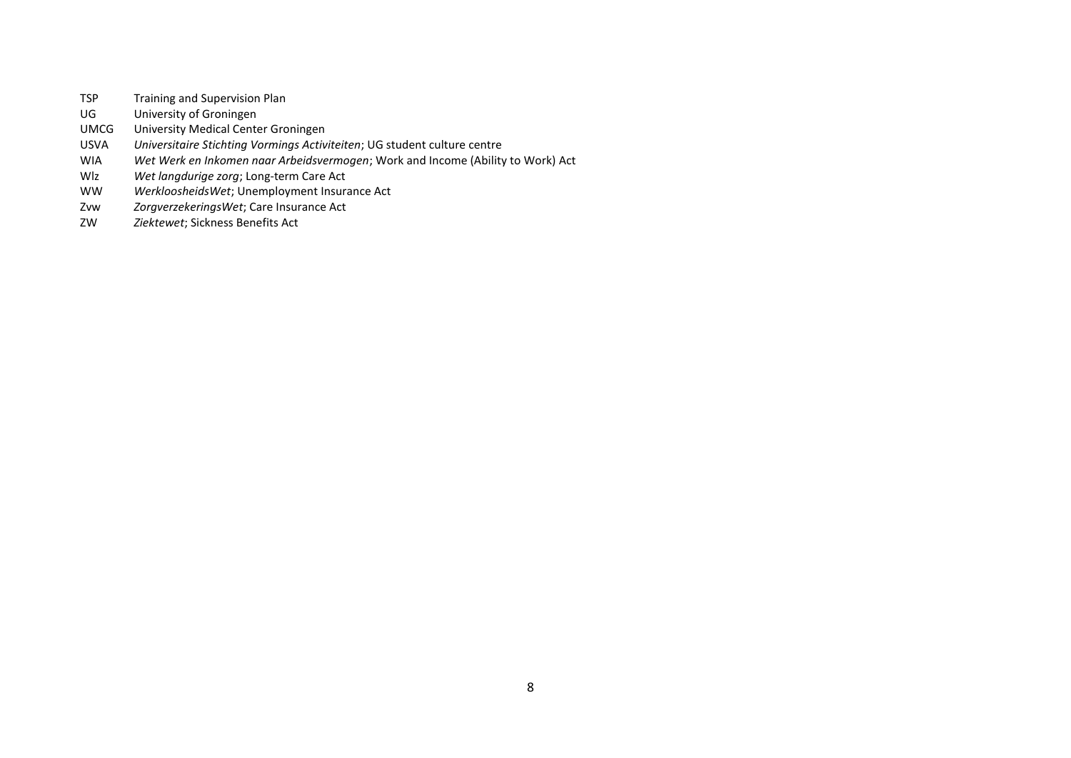| | |
|---|---|
| TSP | Training and Supervision Plan |
| UG | University of Groningen |
| UMCG | University Medical Center Groningen |
| USVA | *Universitaire Stichting Vormings Activiteiten*; UG student culture centre |
| WIA | *Wet Werk en Inkomen naar Arbeidsvermogen*; Work and Income (Ability to Work) Act |
| Wlz | *Wet langdurige zorg*; Long-term Care Act |
| WW | *WerkloosheidsWet*; Unemployment Insurance Act |
| Zvw | *ZorgverzekeringsWet*; Care Insurance Act |
| ZW | *Ziektewet*; Sickness Benefits Act |